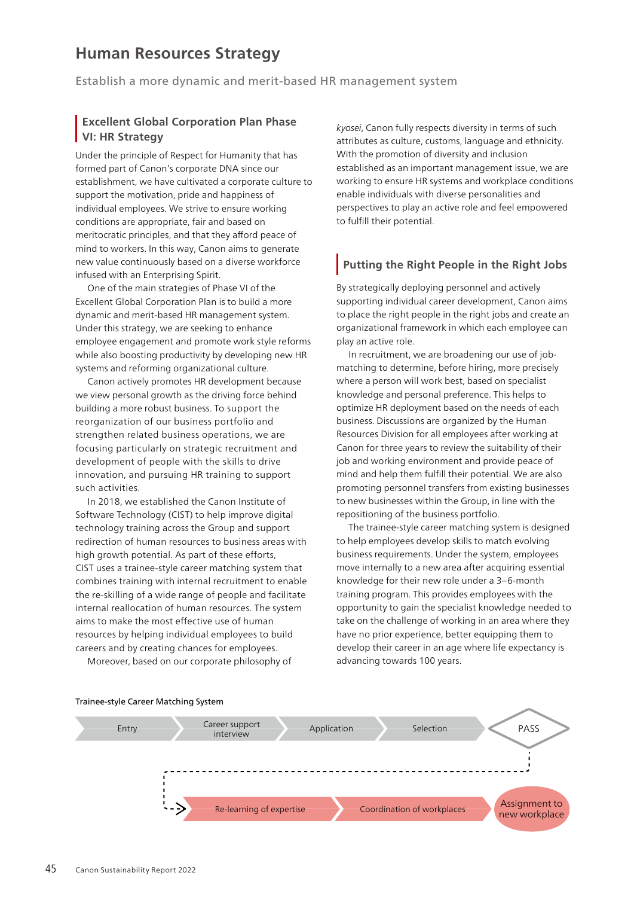# Human Resources Strategy

Establish a more dynamic and merit-based HR management system

## Excellent Global Corporation Plan Phase VI: HR Strategy

Under the principle of Respect for Humanity that has formed part of Canon's corporate DNA since our establishment, we have cultivated a corporate culture to support the motivation, pride and happiness of individual employees. We strive to ensure working conditions are appropriate, fair and based on meritocratic principles, and that they afford peace of mind to workers. In this way, Canon aims to generate new value continuously based on a diverse workforce infused with an Enterprising Spirit.

One of the main strategies of Phase VI of the Excellent Global Corporation Plan is to build a more dynamic and merit-based HR management system. Under this strategy, we are seeking to enhance employee engagement and promote work style reforms while also boosting productivity by developing new HR systems and reforming organizational culture.

Canon actively promotes HR development because we view personal growth as the driving force behind building a more robust business. To support the reorganization of our business portfolio and strengthen related business operations, we are focusing particularly on strategic recruitment and development of people with the skills to drive innovation, and pursuing HR training to support such activities.

In 2018, we established the Canon Institute of Software Technology (CIST) to help improve digital technology training across the Group and support redirection of human resources to business areas with high growth potential. As part of these efforts, CIST uses a trainee-style career matching system that combines training with internal recruitment to enable the re-skilling of a wide range of people and facilitate internal reallocation of human resources. The system aims to make the most effective use of human resources by helping individual employees to build careers and by creating chances for employees.

Moreover, based on our corporate philosophy of *kyosei*, Canon fully respects diversity in terms of such attributes as culture, customs, language and ethnicity. With the promotion of diversity and inclusion established as an important management issue, we are working to ensure HR systems and workplace conditions enable individuals with diverse personalities and perspectives to play an active role and feel empowered to fulfill their potential.

## Putting the Right People in the Right Jobs

By strategically deploying personnel and actively supporting individual career development, Canon aims to place the right people in the right jobs and create an organizational framework in which each employee can play an active role.

In recruitment, we are broadening our use of job-matching to determine, before hiring, more precisely where a person will work best, based on specialist knowledge and personal preference. This helps to optimize HR deployment based on the needs of each business. Discussions are organized by the Human Resources Division for all employees after working at Canon for three years to review the suitability of their job and working environment and provide peace of mind and help them fulfill their potential. We are also promoting personnel transfers from existing businesses to new businesses within the Group, in line with the repositioning of the business portfolio.

The trainee-style career matching system is designed to help employees develop skills to match evolving business requirements. Under the system, employees move internally to a new area after acquiring essential knowledge for their new role under a 3–6-month training program. This provides employees with the opportunity to gain the specialist knowledge needed to take on the challenge of working in an area where they have no prior experience, better equipping them to develop their career in an age where life expectancy is advancing towards 100 years.

**Trainee-style Career Matching System**

Entry → Career support interview → Application → Selection → PASS → Re-learning of expertise → Coordination of workplaces → Assignment to new workplace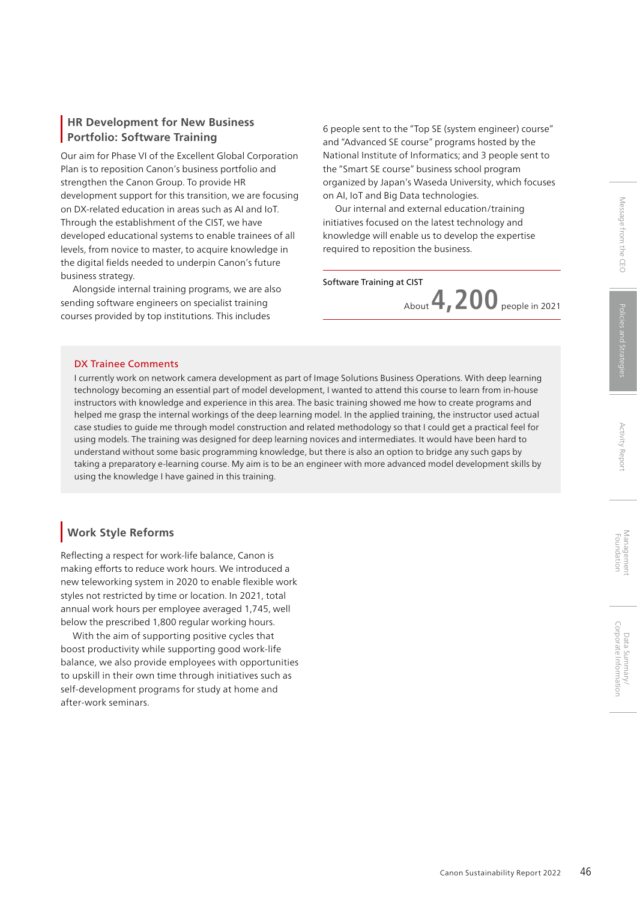## HR Development for New Business Portfolio: Software Training

Our aim for Phase VI of the Excellent Global Corporation Plan is to reposition Canon's business portfolio and strengthen the Canon Group. To provide HR development support for this transition, we are focusing on DX-related education in areas such as AI and IoT. Through the establishment of the CIST, we have developed educational systems to enable trainees of all levels, from novice to master, to acquire knowledge in the digital fields needed to underpin Canon's future business strategy.

Alongside internal training programs, we are also sending software engineers on specialist training courses provided by top institutions. This includes 6 people sent to the "Top SE (system engineer) course" and "Advanced SE course" programs hosted by the National Institute of Informatics; and 3 people sent to the "Smart SE course" business school program organized by Japan's Waseda University, which focuses on AI, IoT and Big Data technologies.

Our internal and external education/training initiatives focused on the latest technology and knowledge will enable us to develop the expertise required to reposition the business.

Software Training at CIST

About **4,200** people in 2021

### DX Trainee Comments

I currently work on network camera development as part of Image Solutions Business Operations. With deep learning technology becoming an essential part of model development, I wanted to attend this course to learn from in-house instructors with knowledge and experience in this area. The basic training showed me how to create programs and helped me grasp the internal workings of the deep learning model. In the applied training, the instructor used actual case studies to guide me through model construction and related methodology so that I could get a practical feel for using models. The training was designed for deep learning novices and intermediates. It would have been hard to understand without some basic programming knowledge, but there is also an option to bridge any such gaps by taking a preparatory e-learning course. My aim is to be an engineer with more advanced model development skills by using the knowledge I have gained in this training.

## Work Style Reforms

Reflecting a respect for work-life balance, Canon is making efforts to reduce work hours. We introduced a new teleworking system in 2020 to enable flexible work styles not restricted by time or location. In 2021, total annual work hours per employee averaged 1,745, well below the prescribed 1,800 regular working hours.

With the aim of supporting positive cycles that boost productivity while supporting good work-life balance, we also provide employees with opportunities to upskill in their own time through initiatives such as self-development programs for study at home and after-work seminars.